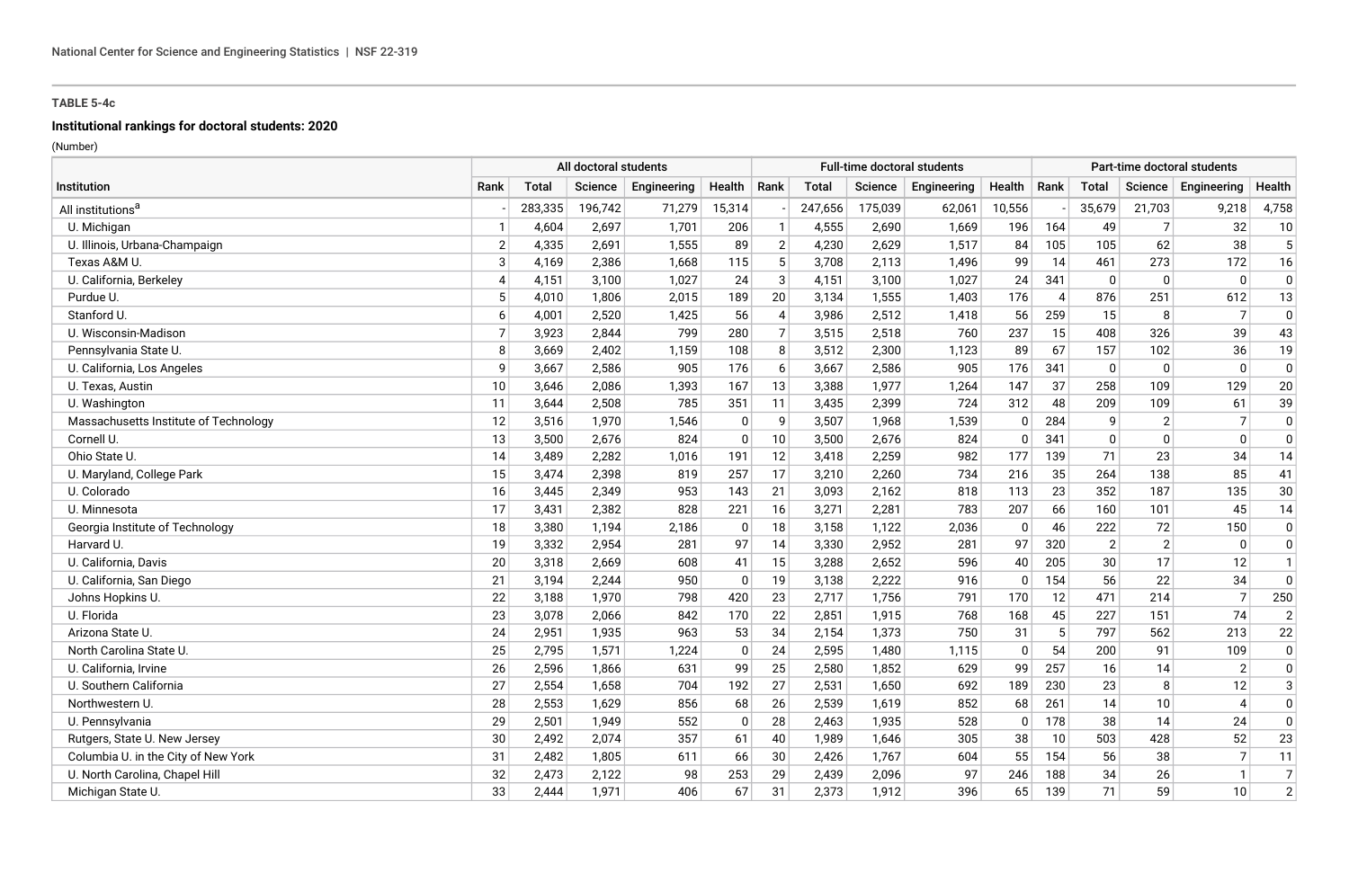**TABLE 5-4c**

**Institutional rankings for doctoral students: 2020**

(Number)

| Institution | All doctoral students | | | | | Full-time doctoral students | | | | | Part-time doctoral students | | | | |
|---|---|---|---|---|---|---|---|---|---|---|---|---|---|---|---|
| | Rank | Total | Science | Engineering | Health | Rank | Total | Science | Engineering | Health | Rank | Total | Science | Engineering | Health |
| All institutions[a] | - | 283,335 | 196,742 | 71,279 | 15,314 | - | 247,656 | 175,039 | 62,061 | 10,556 | - | 35,679 | 21,703 | 9,218 | 4,758 |
| U. Michigan | 1 | 4,604 | 2,697 | 1,701 | 206 | 1 | 4,555 | 2,690 | 1,669 | 196 | 164 | 49 | 7 | 32 | 10 |
| U. Illinois, Urbana-Champaign | 2 | 4,335 | 2,691 | 1,555 | 89 | 2 | 4,230 | 2,629 | 1,517 | 84 | 105 | 105 | 62 | 38 | 5 |
| Texas A&M U. | 3 | 4,169 | 2,386 | 1,668 | 115 | 5 | 3,708 | 2,113 | 1,496 | 99 | 14 | 461 | 273 | 172 | 16 |
| U. California, Berkeley | 4 | 4,151 | 3,100 | 1,027 | 24 | 3 | 4,151 | 3,100 | 1,027 | 24 | 341 | 0 | 0 | 0 | 0 |
| Purdue U. | 5 | 4,010 | 1,806 | 2,015 | 189 | 20 | 3,134 | 1,555 | 1,403 | 176 | 4 | 876 | 251 | 612 | 13 |
| Stanford U. | 6 | 4,001 | 2,520 | 1,425 | 56 | 4 | 3,986 | 2,512 | 1,418 | 56 | 259 | 15 | 8 | 7 | 0 |
| U. Wisconsin-Madison | 7 | 3,923 | 2,844 | 799 | 280 | 7 | 3,515 | 2,518 | 760 | 237 | 15 | 408 | 326 | 39 | 43 |
| Pennsylvania State U. | 8 | 3,669 | 2,402 | 1,159 | 108 | 8 | 3,512 | 2,300 | 1,123 | 89 | 67 | 157 | 102 | 36 | 19 |
| U. California, Los Angeles | 9 | 3,667 | 2,586 | 905 | 176 | 6 | 3,667 | 2,586 | 905 | 176 | 341 | 0 | 0 | 0 | 0 |
| U. Texas, Austin | 10 | 3,646 | 2,086 | 1,393 | 167 | 13 | 3,388 | 1,977 | 1,264 | 147 | 37 | 258 | 109 | 129 | 20 |
| U. Washington | 11 | 3,644 | 2,508 | 785 | 351 | 11 | 3,435 | 2,399 | 724 | 312 | 48 | 209 | 109 | 61 | 39 |
| Massachusetts Institute of Technology | 12 | 3,516 | 1,970 | 1,546 | 0 | 9 | 3,507 | 1,968 | 1,539 | 0 | 284 | 9 | 2 | 7 | 0 |
| Cornell U. | 13 | 3,500 | 2,676 | 824 | 0 | 10 | 3,500 | 2,676 | 824 | 0 | 341 | 0 | 0 | 0 | 0 |
| Ohio State U. | 14 | 3,489 | 2,282 | 1,016 | 191 | 12 | 3,418 | 2,259 | 982 | 177 | 139 | 71 | 23 | 34 | 14 |
| U. Maryland, College Park | 15 | 3,474 | 2,398 | 819 | 257 | 17 | 3,210 | 2,260 | 734 | 216 | 35 | 264 | 138 | 85 | 41 |
| U. Colorado | 16 | 3,445 | 2,349 | 953 | 143 | 21 | 3,093 | 2,162 | 818 | 113 | 23 | 352 | 187 | 135 | 30 |
| U. Minnesota | 17 | 3,431 | 2,382 | 828 | 221 | 16 | 3,271 | 2,281 | 783 | 207 | 66 | 160 | 101 | 45 | 14 |
| Georgia Institute of Technology | 18 | 3,380 | 1,194 | 2,186 | 0 | 18 | 3,158 | 1,122 | 2,036 | 0 | 46 | 222 | 72 | 150 | 0 |
| Harvard U. | 19 | 3,332 | 2,954 | 281 | 97 | 14 | 3,330 | 2,952 | 281 | 97 | 320 | 2 | 2 | 0 | 0 |
| U. California, Davis | 20 | 3,318 | 2,669 | 608 | 41 | 15 | 3,288 | 2,652 | 596 | 40 | 205 | 30 | 17 | 12 | 1 |
| U. California, San Diego | 21 | 3,194 | 2,244 | 950 | 0 | 19 | 3,138 | 2,222 | 916 | 0 | 154 | 56 | 22 | 34 | 0 |
| Johns Hopkins U. | 22 | 3,188 | 1,970 | 798 | 420 | 23 | 2,717 | 1,756 | 791 | 170 | 12 | 471 | 214 | 7 | 250 |
| U. Florida | 23 | 3,078 | 2,066 | 842 | 170 | 22 | 2,851 | 1,915 | 768 | 168 | 45 | 227 | 151 | 74 | 2 |
| Arizona State U. | 24 | 2,951 | 1,935 | 963 | 53 | 34 | 2,154 | 1,373 | 750 | 31 | 5 | 797 | 562 | 213 | 22 |
| North Carolina State U. | 25 | 2,795 | 1,571 | 1,224 | 0 | 24 | 2,595 | 1,480 | 1,115 | 0 | 54 | 200 | 91 | 109 | 0 |
| U. California, Irvine | 26 | 2,596 | 1,866 | 631 | 99 | 25 | 2,580 | 1,852 | 629 | 99 | 257 | 16 | 14 | 2 | 0 |
| U. Southern California | 27 | 2,554 | 1,658 | 704 | 192 | 27 | 2,531 | 1,650 | 692 | 189 | 230 | 23 | 8 | 12 | 3 |
| Northwestern U. | 28 | 2,553 | 1,629 | 856 | 68 | 26 | 2,539 | 1,619 | 852 | 68 | 261 | 14 | 10 | 4 | 0 |
| U. Pennsylvania | 29 | 2,501 | 1,949 | 552 | 0 | 28 | 2,463 | 1,935 | 528 | 0 | 178 | 38 | 14 | 24 | 0 |
| Rutgers, State U. New Jersey | 30 | 2,492 | 2,074 | 357 | 61 | 40 | 1,989 | 1,646 | 305 | 38 | 10 | 503 | 428 | 52 | 23 |
| Columbia U. in the City of New York | 31 | 2,482 | 1,805 | 611 | 66 | 30 | 2,426 | 1,767 | 604 | 55 | 154 | 56 | 38 | 7 | 11 |
| U. North Carolina, Chapel Hill | 32 | 2,473 | 2,122 | 98 | 253 | 29 | 2,439 | 2,096 | 97 | 246 | 188 | 34 | 26 | 1 | 7 |
| Michigan State U. | 33 | 2,444 | 1,971 | 406 | 67 | 31 | 2,373 | 1,912 | 396 | 65 | 139 | 71 | 59 | 10 | 2 |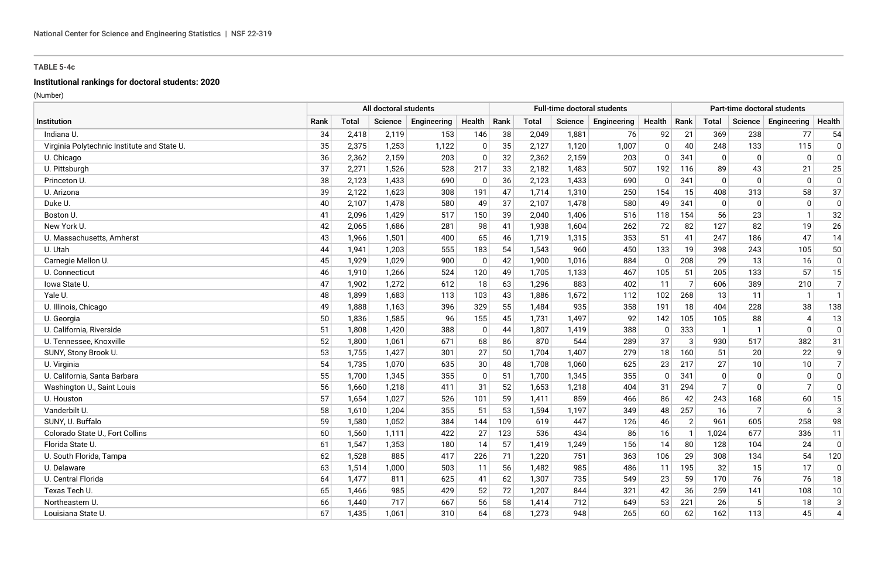**TABLE 5-4c**

**Institutional rankings for doctoral students: 2020**

(Number)

| Institution | All doctoral students | | | | | Full-time doctoral students | | | | | Part-time doctoral students | | | | |
|---|---|---|---|---|---|---|---|---|---|---|---|---|---|---|---|
| | Rank | Total | Science | Engineering | Health | Rank | Total | Science | Engineering | Health | Rank | Total | Science | Engineering | Health |
| Indiana U. | 34 | 2,418 | 2,119 | 153 | 146 | 38 | 2,049 | 1,881 | 76 | 92 | 21 | 369 | 238 | 77 | 54 |
| Virginia Polytechnic Institute and State U. | 35 | 2,375 | 1,253 | 1,122 | 0 | 35 | 2,127 | 1,120 | 1,007 | 0 | 40 | 248 | 133 | 115 | 0 |
| U. Chicago | 36 | 2,362 | 2,159 | 203 | 0 | 32 | 2,362 | 2,159 | 203 | 0 | 341 | 0 | 0 | 0 | 0 |
| U. Pittsburgh | 37 | 2,271 | 1,526 | 528 | 217 | 33 | 2,182 | 1,483 | 507 | 192 | 116 | 89 | 43 | 21 | 25 |
| Princeton U. | 38 | 2,123 | 1,433 | 690 | 0 | 36 | 2,123 | 1,433 | 690 | 0 | 341 | 0 | 0 | 0 | 0 |
| U. Arizona | 39 | 2,122 | 1,623 | 308 | 191 | 47 | 1,714 | 1,310 | 250 | 154 | 15 | 408 | 313 | 58 | 37 |
| Duke U. | 40 | 2,107 | 1,478 | 580 | 49 | 37 | 2,107 | 1,478 | 580 | 49 | 341 | 0 | 0 | 0 | 0 |
| Boston U. | 41 | 2,096 | 1,429 | 517 | 150 | 39 | 2,040 | 1,406 | 516 | 118 | 154 | 56 | 23 | 1 | 32 |
| New York U. | 42 | 2,065 | 1,686 | 281 | 98 | 41 | 1,938 | 1,604 | 262 | 72 | 82 | 127 | 82 | 19 | 26 |
| U. Massachusetts, Amherst | 43 | 1,966 | 1,501 | 400 | 65 | 46 | 1,719 | 1,315 | 353 | 51 | 41 | 247 | 186 | 47 | 14 |
| U. Utah | 44 | 1,941 | 1,203 | 555 | 183 | 54 | 1,543 | 960 | 450 | 133 | 19 | 398 | 243 | 105 | 50 |
| Carnegie Mellon U. | 45 | 1,929 | 1,029 | 900 | 0 | 42 | 1,900 | 1,016 | 884 | 0 | 208 | 29 | 13 | 16 | 0 |
| U. Connecticut | 46 | 1,910 | 1,266 | 524 | 120 | 49 | 1,705 | 1,133 | 467 | 105 | 51 | 205 | 133 | 57 | 15 |
| Iowa State U. | 47 | 1,902 | 1,272 | 612 | 18 | 63 | 1,296 | 883 | 402 | 11 | 7 | 606 | 389 | 210 | 7 |
| Yale U. | 48 | 1,899 | 1,683 | 113 | 103 | 43 | 1,886 | 1,672 | 112 | 102 | 268 | 13 | 11 | 1 | 1 |
| U. Illinois, Chicago | 49 | 1,888 | 1,163 | 396 | 329 | 55 | 1,484 | 935 | 358 | 191 | 18 | 404 | 228 | 38 | 138 |
| U. Georgia | 50 | 1,836 | 1,585 | 96 | 155 | 45 | 1,731 | 1,497 | 92 | 142 | 105 | 105 | 88 | 4 | 13 |
| U. California, Riverside | 51 | 1,808 | 1,420 | 388 | 0 | 44 | 1,807 | 1,419 | 388 | 0 | 333 | 1 | 1 | 0 | 0 |
| U. Tennessee, Knoxville | 52 | 1,800 | 1,061 | 671 | 68 | 86 | 870 | 544 | 289 | 37 | 3 | 930 | 517 | 382 | 31 |
| SUNY, Stony Brook U. | 53 | 1,755 | 1,427 | 301 | 27 | 50 | 1,704 | 1,407 | 279 | 18 | 160 | 51 | 20 | 22 | 9 |
| U. Virginia | 54 | 1,735 | 1,070 | 635 | 30 | 48 | 1,708 | 1,060 | 625 | 23 | 217 | 27 | 10 | 10 | 7 |
| U. California, Santa Barbara | 55 | 1,700 | 1,345 | 355 | 0 | 51 | 1,700 | 1,345 | 355 | 0 | 341 | 0 | 0 | 0 | 0 |
| Washington U., Saint Louis | 56 | 1,660 | 1,218 | 411 | 31 | 52 | 1,653 | 1,218 | 404 | 31 | 294 | 7 | 0 | 7 | 0 |
| U. Houston | 57 | 1,654 | 1,027 | 526 | 101 | 59 | 1,411 | 859 | 466 | 86 | 42 | 243 | 168 | 60 | 15 |
| Vanderbilt U. | 58 | 1,610 | 1,204 | 355 | 51 | 53 | 1,594 | 1,197 | 349 | 48 | 257 | 16 | 7 | 6 | 3 |
| SUNY, U. Buffalo | 59 | 1,580 | 1,052 | 384 | 144 | 109 | 619 | 447 | 126 | 46 | 2 | 961 | 605 | 258 | 98 |
| Colorado State U., Fort Collins | 60 | 1,560 | 1,111 | 422 | 27 | 123 | 536 | 434 | 86 | 16 | 1 | 1,024 | 677 | 336 | 11 |
| Florida State U. | 61 | 1,547 | 1,353 | 180 | 14 | 57 | 1,419 | 1,249 | 156 | 14 | 80 | 128 | 104 | 24 | 0 |
| U. South Florida, Tampa | 62 | 1,528 | 885 | 417 | 226 | 71 | 1,220 | 751 | 363 | 106 | 29 | 308 | 134 | 54 | 120 |
| U. Delaware | 63 | 1,514 | 1,000 | 503 | 11 | 56 | 1,482 | 985 | 486 | 11 | 195 | 32 | 15 | 17 | 0 |
| U. Central Florida | 64 | 1,477 | 811 | 625 | 41 | 62 | 1,307 | 735 | 549 | 23 | 59 | 170 | 76 | 76 | 18 |
| Texas Tech U. | 65 | 1,466 | 985 | 429 | 52 | 72 | 1,207 | 844 | 321 | 42 | 36 | 259 | 141 | 108 | 10 |
| Northeastern U. | 66 | 1,440 | 717 | 667 | 56 | 58 | 1,414 | 712 | 649 | 53 | 221 | 26 | 5 | 18 | 3 |
| Louisiana State U. | 67 | 1,435 | 1,061 | 310 | 64 | 68 | 1,273 | 948 | 265 | 60 | 62 | 162 | 113 | 45 | 4 |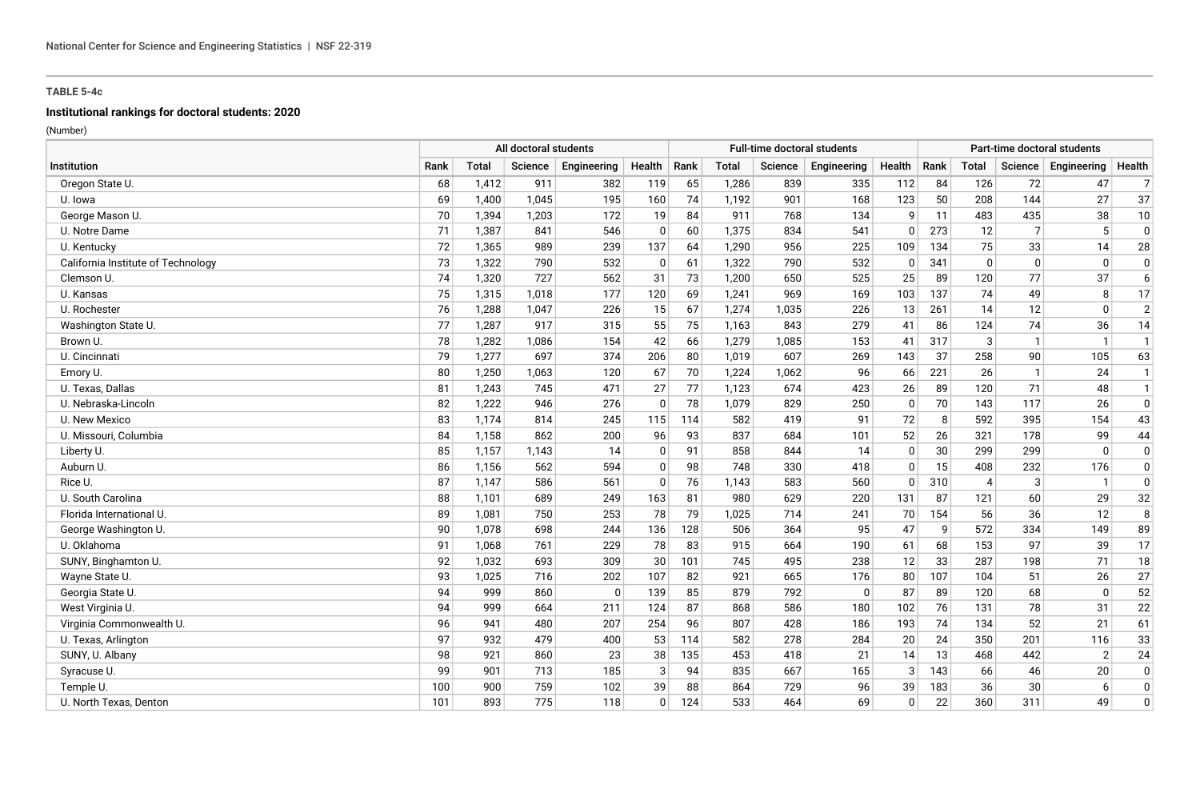**TABLE 5-4c**

**Institutional rankings for doctoral students: 2020**

(Number)

| Institution | All doctoral students | | | | | Full-time doctoral students | | | | | Part-time doctoral students | | | | |
|---|---|---|---|---|---|---|---|---|---|---|---|---|---|---|---|
| | Rank | Total | Science | Engineering | Health | Rank | Total | Science | Engineering | Health | Rank | Total | Science | Engineering | Health |
| Oregon State U. | 68 | 1,412 | 911 | 382 | 119 | 65 | 1,286 | 839 | 335 | 112 | 84 | 126 | 72 | 47 | 7 |
| U. Iowa | 69 | 1,400 | 1,045 | 195 | 160 | 74 | 1,192 | 901 | 168 | 123 | 50 | 208 | 144 | 27 | 37 |
| George Mason U. | 70 | 1,394 | 1,203 | 172 | 19 | 84 | 911 | 768 | 134 | 9 | 11 | 483 | 435 | 38 | 10 |
| U. Notre Dame | 71 | 1,387 | 841 | 546 | 0 | 60 | 1,375 | 834 | 541 | 0 | 273 | 12 | 7 | 5 | 0 |
| U. Kentucky | 72 | 1,365 | 989 | 239 | 137 | 64 | 1,290 | 956 | 225 | 109 | 134 | 75 | 33 | 14 | 28 |
| California Institute of Technology | 73 | 1,322 | 790 | 532 | 0 | 61 | 1,322 | 790 | 532 | 0 | 341 | 0 | 0 | 0 | 0 |
| Clemson U. | 74 | 1,320 | 727 | 562 | 31 | 73 | 1,200 | 650 | 525 | 25 | 89 | 120 | 77 | 37 | 6 |
| U. Kansas | 75 | 1,315 | 1,018 | 177 | 120 | 69 | 1,241 | 969 | 169 | 103 | 137 | 74 | 49 | 8 | 17 |
| U. Rochester | 76 | 1,288 | 1,047 | 226 | 15 | 67 | 1,274 | 1,035 | 226 | 13 | 261 | 14 | 12 | 0 | 2 |
| Washington State U. | 77 | 1,287 | 917 | 315 | 55 | 75 | 1,163 | 843 | 279 | 41 | 86 | 124 | 74 | 36 | 14 |
| Brown U. | 78 | 1,282 | 1,086 | 154 | 42 | 66 | 1,279 | 1,085 | 153 | 41 | 317 | 3 | 1 | 1 | 1 |
| U. Cincinnati | 79 | 1,277 | 697 | 374 | 206 | 80 | 1,019 | 607 | 269 | 143 | 37 | 258 | 90 | 105 | 63 |
| Emory U. | 80 | 1,250 | 1,063 | 120 | 67 | 70 | 1,224 | 1,062 | 96 | 66 | 221 | 26 | 1 | 24 | 1 |
| U. Texas, Dallas | 81 | 1,243 | 745 | 471 | 27 | 77 | 1,123 | 674 | 423 | 26 | 89 | 120 | 71 | 48 | 1 |
| U. Nebraska-Lincoln | 82 | 1,222 | 946 | 276 | 0 | 78 | 1,079 | 829 | 250 | 0 | 70 | 143 | 117 | 26 | 0 |
| U. New Mexico | 83 | 1,174 | 814 | 245 | 115 | 114 | 582 | 419 | 91 | 72 | 8 | 592 | 395 | 154 | 43 |
| U. Missouri, Columbia | 84 | 1,158 | 862 | 200 | 96 | 93 | 837 | 684 | 101 | 52 | 26 | 321 | 178 | 99 | 44 |
| Liberty U. | 85 | 1,157 | 1,143 | 14 | 0 | 91 | 858 | 844 | 14 | 0 | 30 | 299 | 299 | 0 | 0 |
| Auburn U. | 86 | 1,156 | 562 | 594 | 0 | 98 | 748 | 330 | 418 | 0 | 15 | 408 | 232 | 176 | 0 |
| Rice U. | 87 | 1,147 | 586 | 561 | 0 | 76 | 1,143 | 583 | 560 | 0 | 310 | 4 | 3 | 1 | 0 |
| U. South Carolina | 88 | 1,101 | 689 | 249 | 163 | 81 | 980 | 629 | 220 | 131 | 87 | 121 | 60 | 29 | 32 |
| Florida International U. | 89 | 1,081 | 750 | 253 | 78 | 79 | 1,025 | 714 | 241 | 70 | 154 | 56 | 36 | 12 | 8 |
| George Washington U. | 90 | 1,078 | 698 | 244 | 136 | 128 | 506 | 364 | 95 | 47 | 9 | 572 | 334 | 149 | 89 |
| U. Oklahoma | 91 | 1,068 | 761 | 229 | 78 | 83 | 915 | 664 | 190 | 61 | 68 | 153 | 97 | 39 | 17 |
| SUNY, Binghamton U. | 92 | 1,032 | 693 | 309 | 30 | 101 | 745 | 495 | 238 | 12 | 33 | 287 | 198 | 71 | 18 |
| Wayne State U. | 93 | 1,025 | 716 | 202 | 107 | 82 | 921 | 665 | 176 | 80 | 107 | 104 | 51 | 26 | 27 |
| Georgia State U. | 94 | 999 | 860 | 0 | 139 | 85 | 879 | 792 | 0 | 87 | 89 | 120 | 68 | 0 | 52 |
| West Virginia U. | 94 | 999 | 664 | 211 | 124 | 87 | 868 | 586 | 180 | 102 | 76 | 131 | 78 | 31 | 22 |
| Virginia Commonwealth U. | 96 | 941 | 480 | 207 | 254 | 96 | 807 | 428 | 186 | 193 | 74 | 134 | 52 | 21 | 61 |
| U. Texas, Arlington | 97 | 932 | 479 | 400 | 53 | 114 | 582 | 278 | 284 | 20 | 24 | 350 | 201 | 116 | 33 |
| SUNY, U. Albany | 98 | 921 | 860 | 23 | 38 | 135 | 453 | 418 | 21 | 14 | 13 | 468 | 442 | 2 | 24 |
| Syracuse U. | 99 | 901 | 713 | 185 | 3 | 94 | 835 | 667 | 165 | 3 | 143 | 66 | 46 | 20 | 0 |
| Temple U. | 100 | 900 | 759 | 102 | 39 | 88 | 864 | 729 | 96 | 39 | 183 | 36 | 30 | 6 | 0 |
| U. North Texas, Denton | 101 | 893 | 775 | 118 | 0 | 124 | 533 | 464 | 69 | 0 | 22 | 360 | 311 | 49 | 0 |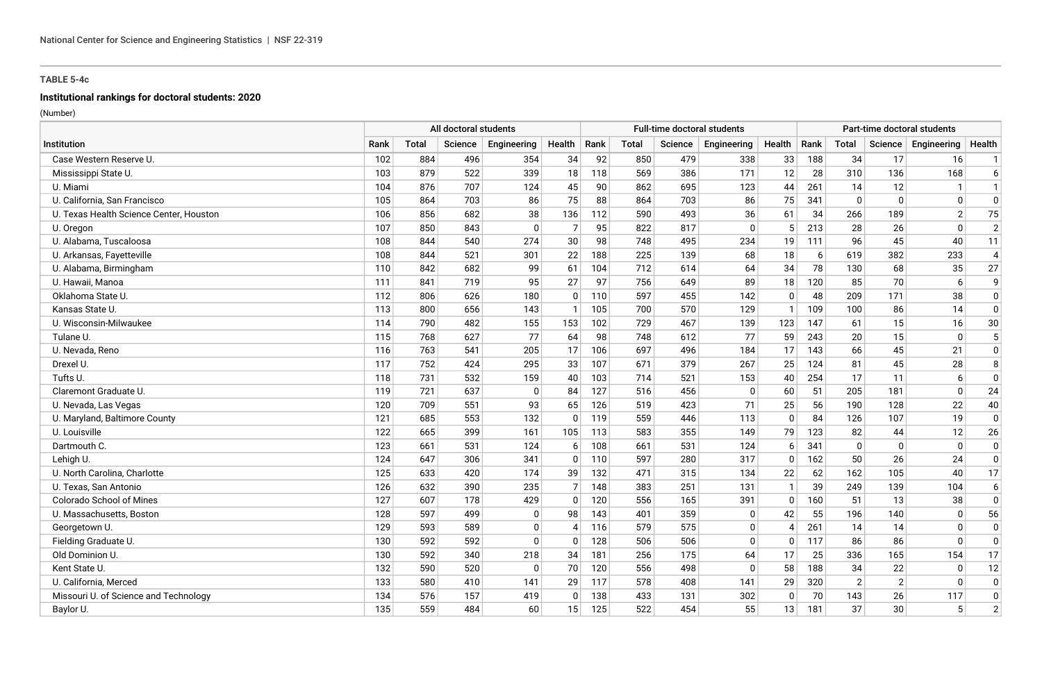TABLE 5-4c

**Institutional rankings for doctoral students: 2020**

(Number)

| Institution | All doctoral students | | | | | Full-time doctoral students | | | | | Part-time doctoral students | | | | |
|---|---|---|---|---|---|---|---|---|---|---|---|---|---|---|---|
| | Rank | Total | Science | Engineering | Health | Rank | Total | Science | Engineering | Health | Rank | Total | Science | Engineering | Health |
| Case Western Reserve U. | 102 | 884 | 496 | 354 | 34 | 92 | 850 | 479 | 338 | 33 | 188 | 34 | 17 | 16 | 1 |
| Mississippi State U. | 103 | 879 | 522 | 339 | 18 | 118 | 569 | 386 | 171 | 12 | 28 | 310 | 136 | 168 | 6 |
| U. Miami | 104 | 876 | 707 | 124 | 45 | 90 | 862 | 695 | 123 | 44 | 261 | 14 | 12 | 1 | 1 |
| U. California, San Francisco | 105 | 864 | 703 | 86 | 75 | 88 | 864 | 703 | 86 | 75 | 341 | 0 | 0 | 0 | 0 |
| U. Texas Health Science Center, Houston | 106 | 856 | 682 | 38 | 136 | 112 | 590 | 493 | 36 | 61 | 34 | 266 | 189 | 2 | 75 |
| U. Oregon | 107 | 850 | 843 | 0 | 7 | 95 | 822 | 817 | 0 | 5 | 213 | 28 | 26 | 0 | 2 |
| U. Alabama, Tuscaloosa | 108 | 844 | 540 | 274 | 30 | 98 | 748 | 495 | 234 | 19 | 111 | 96 | 45 | 40 | 11 |
| U. Arkansas, Fayetteville | 108 | 844 | 521 | 301 | 22 | 188 | 225 | 139 | 68 | 18 | 6 | 619 | 382 | 233 | 4 |
| U. Alabama, Birmingham | 110 | 842 | 682 | 99 | 61 | 104 | 712 | 614 | 64 | 34 | 78 | 130 | 68 | 35 | 27 |
| U. Hawaii, Manoa | 111 | 841 | 719 | 95 | 27 | 97 | 756 | 649 | 89 | 18 | 120 | 85 | 70 | 6 | 9 |
| Oklahoma State U. | 112 | 806 | 626 | 180 | 0 | 110 | 597 | 455 | 142 | 0 | 48 | 209 | 171 | 38 | 0 |
| Kansas State U. | 113 | 800 | 656 | 143 | 1 | 105 | 700 | 570 | 129 | 1 | 109 | 100 | 86 | 14 | 0 |
| U. Wisconsin-Milwaukee | 114 | 790 | 482 | 155 | 153 | 102 | 729 | 467 | 139 | 123 | 147 | 61 | 15 | 16 | 30 |
| Tulane U. | 115 | 768 | 627 | 77 | 64 | 98 | 748 | 612 | 77 | 59 | 243 | 20 | 15 | 0 | 5 |
| U. Nevada, Reno | 116 | 763 | 541 | 205 | 17 | 106 | 697 | 496 | 184 | 17 | 143 | 66 | 45 | 21 | 0 |
| Drexel U. | 117 | 752 | 424 | 295 | 33 | 107 | 671 | 379 | 267 | 25 | 124 | 81 | 45 | 28 | 8 |
| Tufts U. | 118 | 731 | 532 | 159 | 40 | 103 | 714 | 521 | 153 | 40 | 254 | 17 | 11 | 6 | 0 |
| Claremont Graduate U. | 119 | 721 | 637 | 0 | 84 | 127 | 516 | 456 | 0 | 60 | 51 | 205 | 181 | 0 | 24 |
| U. Nevada, Las Vegas | 120 | 709 | 551 | 93 | 65 | 126 | 519 | 423 | 71 | 25 | 56 | 190 | 128 | 22 | 40 |
| U. Maryland, Baltimore County | 121 | 685 | 553 | 132 | 0 | 119 | 559 | 446 | 113 | 0 | 84 | 126 | 107 | 19 | 0 |
| U. Louisville | 122 | 665 | 399 | 161 | 105 | 113 | 583 | 355 | 149 | 79 | 123 | 82 | 44 | 12 | 26 |
| Dartmouth C. | 123 | 661 | 531 | 124 | 6 | 108 | 661 | 531 | 124 | 6 | 341 | 0 | 0 | 0 | 0 |
| Lehigh U. | 124 | 647 | 306 | 341 | 0 | 110 | 597 | 280 | 317 | 0 | 162 | 50 | 26 | 24 | 0 |
| U. North Carolina, Charlotte | 125 | 633 | 420 | 174 | 39 | 132 | 471 | 315 | 134 | 22 | 62 | 162 | 105 | 40 | 17 |
| U. Texas, San Antonio | 126 | 632 | 390 | 235 | 7 | 148 | 383 | 251 | 131 | 1 | 39 | 249 | 139 | 104 | 6 |
| Colorado School of Mines | 127 | 607 | 178 | 429 | 0 | 120 | 556 | 165 | 391 | 0 | 160 | 51 | 13 | 38 | 0 |
| U. Massachusetts, Boston | 128 | 597 | 499 | 0 | 98 | 143 | 401 | 359 | 0 | 42 | 55 | 196 | 140 | 0 | 56 |
| Georgetown U. | 129 | 593 | 589 | 0 | 4 | 116 | 579 | 575 | 0 | 4 | 261 | 14 | 14 | 0 | 0 |
| Fielding Graduate U. | 130 | 592 | 592 | 0 | 0 | 128 | 506 | 506 | 0 | 0 | 117 | 86 | 86 | 0 | 0 |
| Old Dominion U. | 130 | 592 | 340 | 218 | 34 | 181 | 256 | 175 | 64 | 17 | 25 | 336 | 165 | 154 | 17 |
| Kent State U. | 132 | 590 | 520 | 0 | 70 | 120 | 556 | 498 | 0 | 58 | 188 | 34 | 22 | 0 | 12 |
| U. California, Merced | 133 | 580 | 410 | 141 | 29 | 117 | 578 | 408 | 141 | 29 | 320 | 2 | 2 | 0 | 0 |
| Missouri U. of Science and Technology | 134 | 576 | 157 | 419 | 0 | 138 | 433 | 131 | 302 | 0 | 70 | 143 | 26 | 117 | 0 |
| Baylor U. | 135 | 559 | 484 | 60 | 15 | 125 | 522 | 454 | 55 | 13 | 181 | 37 | 30 | 5 | 2 |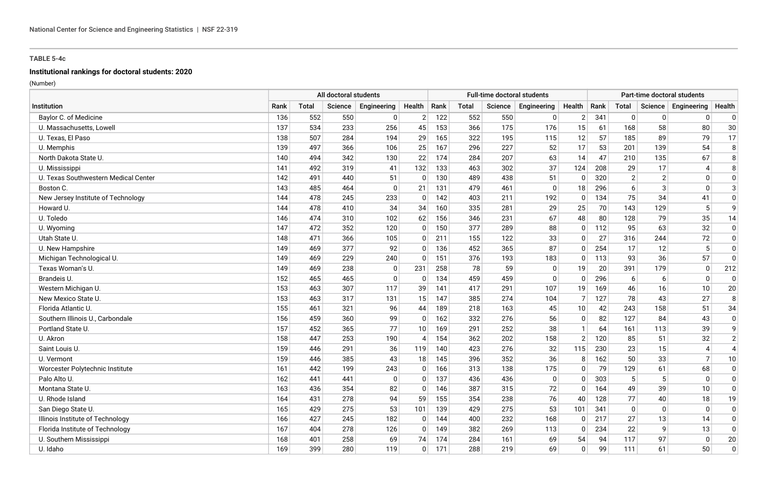**TABLE 5-4c**

**Institutional rankings for doctoral students: 2020**

(Number)

| Institution | All doctoral students | | | | | Full-time doctoral students | | | | | Part-time doctoral students | | | | |
|---|---|---|---|---|---|---|---|---|---|---|---|---|---|---|---|
| | Rank | Total | Science | Engineering | Health | Rank | Total | Science | Engineering | Health | Rank | Total | Science | Engineering | Health |
| Baylor C. of Medicine | 136 | 552 | 550 | 0 | 2 | 122 | 552 | 550 | 0 | 2 | 341 | 0 | 0 | 0 | 0 |
| U. Massachusetts, Lowell | 137 | 534 | 233 | 256 | 45 | 153 | 366 | 175 | 176 | 15 | 61 | 168 | 58 | 80 | 30 |
| U. Texas, El Paso | 138 | 507 | 284 | 194 | 29 | 165 | 322 | 195 | 115 | 12 | 57 | 185 | 89 | 79 | 17 |
| U. Memphis | 139 | 497 | 366 | 106 | 25 | 167 | 296 | 227 | 52 | 17 | 53 | 201 | 139 | 54 | 8 |
| North Dakota State U. | 140 | 494 | 342 | 130 | 22 | 174 | 284 | 207 | 63 | 14 | 47 | 210 | 135 | 67 | 8 |
| U. Mississippi | 141 | 492 | 319 | 41 | 132 | 133 | 463 | 302 | 37 | 124 | 208 | 29 | 17 | 4 | 8 |
| U. Texas Southwestern Medical Center | 142 | 491 | 440 | 51 | 0 | 130 | 489 | 438 | 51 | 0 | 320 | 2 | 2 | 0 | 0 |
| Boston C. | 143 | 485 | 464 | 0 | 21 | 131 | 479 | 461 | 0 | 18 | 296 | 6 | 3 | 0 | 3 |
| New Jersey Institute of Technology | 144 | 478 | 245 | 233 | 0 | 142 | 403 | 211 | 192 | 0 | 134 | 75 | 34 | 41 | 0 |
| Howard U. | 144 | 478 | 410 | 34 | 34 | 160 | 335 | 281 | 29 | 25 | 70 | 143 | 129 | 5 | 9 |
| U. Toledo | 146 | 474 | 310 | 102 | 62 | 156 | 346 | 231 | 67 | 48 | 80 | 128 | 79 | 35 | 14 |
| U. Wyoming | 147 | 472 | 352 | 120 | 0 | 150 | 377 | 289 | 88 | 0 | 112 | 95 | 63 | 32 | 0 |
| Utah State U. | 148 | 471 | 366 | 105 | 0 | 211 | 155 | 122 | 33 | 0 | 27 | 316 | 244 | 72 | 0 |
| U. New Hampshire | 149 | 469 | 377 | 92 | 0 | 136 | 452 | 365 | 87 | 0 | 254 | 17 | 12 | 5 | 0 |
| Michigan Technological U. | 149 | 469 | 229 | 240 | 0 | 151 | 376 | 193 | 183 | 0 | 113 | 93 | 36 | 57 | 0 |
| Texas Woman's U. | 149 | 469 | 238 | 0 | 231 | 258 | 78 | 59 | 0 | 19 | 20 | 391 | 179 | 0 | 212 |
| Brandeis U. | 152 | 465 | 465 | 0 | 0 | 134 | 459 | 459 | 0 | 0 | 296 | 6 | 6 | 0 | 0 |
| Western Michigan U. | 153 | 463 | 307 | 117 | 39 | 141 | 417 | 291 | 107 | 19 | 169 | 46 | 16 | 10 | 20 |
| New Mexico State U. | 153 | 463 | 317 | 131 | 15 | 147 | 385 | 274 | 104 | 7 | 127 | 78 | 43 | 27 | 8 |
| Florida Atlantic U. | 155 | 461 | 321 | 96 | 44 | 189 | 218 | 163 | 45 | 10 | 42 | 243 | 158 | 51 | 34 |
| Southern Illinois U., Carbondale | 156 | 459 | 360 | 99 | 0 | 162 | 332 | 276 | 56 | 0 | 82 | 127 | 84 | 43 | 0 |
| Portland State U. | 157 | 452 | 365 | 77 | 10 | 169 | 291 | 252 | 38 | 1 | 64 | 161 | 113 | 39 | 9 |
| U. Akron | 158 | 447 | 253 | 190 | 4 | 154 | 362 | 202 | 158 | 2 | 120 | 85 | 51 | 32 | 2 |
| Saint Louis U. | 159 | 446 | 291 | 36 | 119 | 140 | 423 | 276 | 32 | 115 | 230 | 23 | 15 | 4 | 4 |
| U. Vermont | 159 | 446 | 385 | 43 | 18 | 145 | 396 | 352 | 36 | 8 | 162 | 50 | 33 | 7 | 10 |
| Worcester Polytechnic Institute | 161 | 442 | 199 | 243 | 0 | 166 | 313 | 138 | 175 | 0 | 79 | 129 | 61 | 68 | 0 |
| Palo Alto U. | 162 | 441 | 441 | 0 | 0 | 137 | 436 | 436 | 0 | 0 | 303 | 5 | 5 | 0 | 0 |
| Montana State U. | 163 | 436 | 354 | 82 | 0 | 146 | 387 | 315 | 72 | 0 | 164 | 49 | 39 | 10 | 0 |
| U. Rhode Island | 164 | 431 | 278 | 94 | 59 | 155 | 354 | 238 | 76 | 40 | 128 | 77 | 40 | 18 | 19 |
| San Diego State U. | 165 | 429 | 275 | 53 | 101 | 139 | 429 | 275 | 53 | 101 | 341 | 0 | 0 | 0 | 0 |
| Illinois Institute of Technology | 166 | 427 | 245 | 182 | 0 | 144 | 400 | 232 | 168 | 0 | 217 | 27 | 13 | 14 | 0 |
| Florida Institute of Technology | 167 | 404 | 278 | 126 | 0 | 149 | 382 | 269 | 113 | 0 | 234 | 22 | 9 | 13 | 0 |
| U. Southern Mississippi | 168 | 401 | 258 | 69 | 74 | 174 | 284 | 161 | 69 | 54 | 94 | 117 | 97 | 0 | 20 |
| U. Idaho | 169 | 399 | 280 | 119 | 0 | 171 | 288 | 219 | 69 | 0 | 99 | 111 | 61 | 50 | 0 |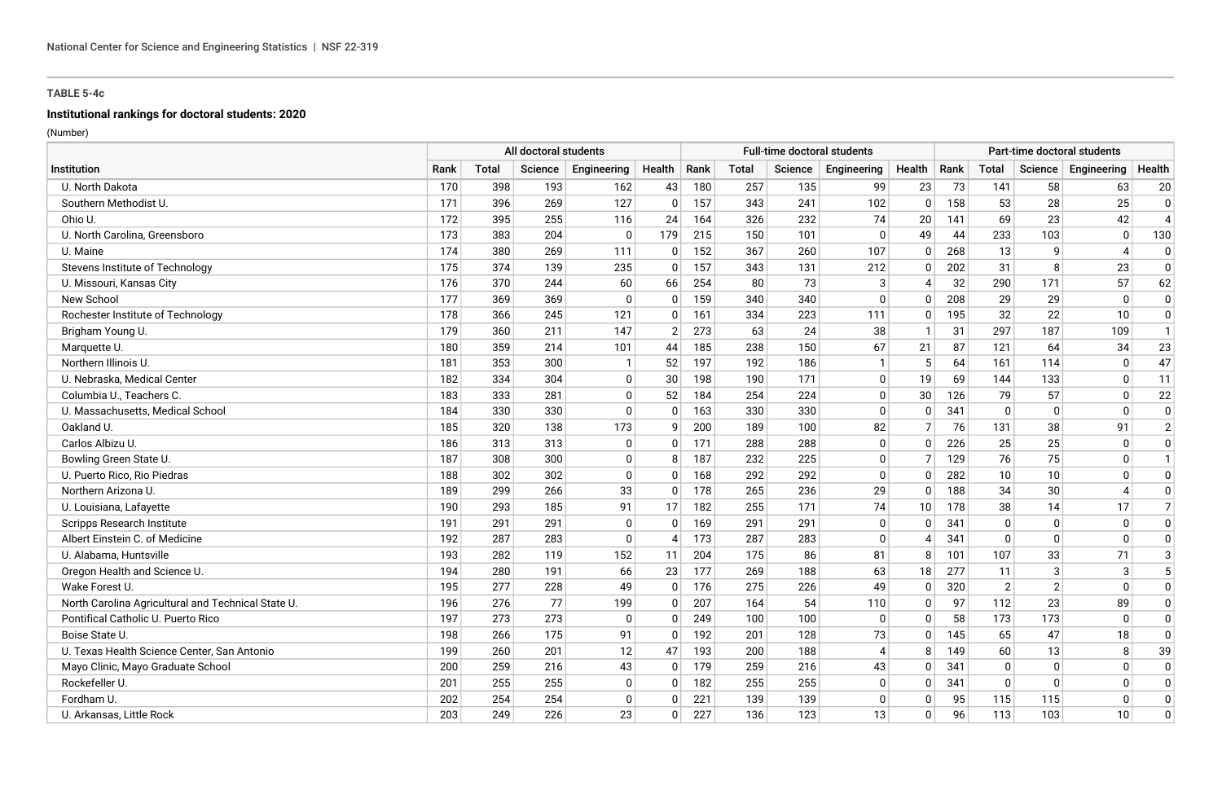**TABLE 5-4c**

**Institutional rankings for doctoral students: 2020**

(Number)

| Institution | All doctoral students | | | | | Full-time doctoral students | | | | | Part-time doctoral students | | | | |
|---|---|---|---|---|---|---|---|---|---|---|---|---|---|---|---|
| | Rank | Total | Science | Engineering | Health | Rank | Total | Science | Engineering | Health | Rank | Total | Science | Engineering | Health |
| U. North Dakota | 170 | 398 | 193 | 162 | 43 | 180 | 257 | 135 | 99 | 23 | 73 | 141 | 58 | 63 | 20 |
| Southern Methodist U. | 171 | 396 | 269 | 127 | 0 | 157 | 343 | 241 | 102 | 0 | 158 | 53 | 28 | 25 | 0 |
| Ohio U. | 172 | 395 | 255 | 116 | 24 | 164 | 326 | 232 | 74 | 20 | 141 | 69 | 23 | 42 | 4 |
| U. North Carolina, Greensboro | 173 | 383 | 204 | 0 | 179 | 215 | 150 | 101 | 0 | 49 | 44 | 233 | 103 | 0 | 130 |
| U. Maine | 174 | 380 | 269 | 111 | 0 | 152 | 367 | 260 | 107 | 0 | 268 | 13 | 9 | 4 | 0 |
| Stevens Institute of Technology | 175 | 374 | 139 | 235 | 0 | 157 | 343 | 131 | 212 | 0 | 202 | 31 | 8 | 23 | 0 |
| U. Missouri, Kansas City | 176 | 370 | 244 | 60 | 66 | 254 | 80 | 73 | 3 | 4 | 32 | 290 | 171 | 57 | 62 |
| New School | 177 | 369 | 369 | 0 | 0 | 159 | 340 | 340 | 0 | 0 | 208 | 29 | 29 | 0 | 0 |
| Rochester Institute of Technology | 178 | 366 | 245 | 121 | 0 | 161 | 334 | 223 | 111 | 0 | 195 | 32 | 22 | 10 | 0 |
| Brigham Young U. | 179 | 360 | 211 | 147 | 2 | 273 | 63 | 24 | 38 | 1 | 31 | 297 | 187 | 109 | 1 |
| Marquette U. | 180 | 359 | 214 | 101 | 44 | 185 | 238 | 150 | 67 | 21 | 87 | 121 | 64 | 34 | 23 |
| Northern Illinois U. | 181 | 353 | 300 | 1 | 52 | 197 | 192 | 186 | 1 | 5 | 64 | 161 | 114 | 0 | 47 |
| U. Nebraska, Medical Center | 182 | 334 | 304 | 0 | 30 | 198 | 190 | 171 | 0 | 19 | 69 | 144 | 133 | 0 | 11 |
| Columbia U., Teachers C. | 183 | 333 | 281 | 0 | 52 | 184 | 254 | 224 | 0 | 30 | 126 | 79 | 57 | 0 | 22 |
| U. Massachusetts, Medical School | 184 | 330 | 330 | 0 | 0 | 163 | 330 | 330 | 0 | 0 | 341 | 0 | 0 | 0 | 0 |
| Oakland U. | 185 | 320 | 138 | 173 | 9 | 200 | 189 | 100 | 82 | 7 | 76 | 131 | 38 | 91 | 2 |
| Carlos Albizu U. | 186 | 313 | 313 | 0 | 0 | 171 | 288 | 288 | 0 | 0 | 226 | 25 | 25 | 0 | 0 |
| Bowling Green State U. | 187 | 308 | 300 | 0 | 8 | 187 | 232 | 225 | 0 | 7 | 129 | 76 | 75 | 0 | 1 |
| U. Puerto Rico, Rio Piedras | 188 | 302 | 302 | 0 | 0 | 168 | 292 | 292 | 0 | 0 | 282 | 10 | 10 | 0 | 0 |
| Northern Arizona U. | 189 | 299 | 266 | 33 | 0 | 178 | 265 | 236 | 29 | 0 | 188 | 34 | 30 | 4 | 0 |
| U. Louisiana, Lafayette | 190 | 293 | 185 | 91 | 17 | 182 | 255 | 171 | 74 | 10 | 178 | 38 | 14 | 17 | 7 |
| Scripps Research Institute | 191 | 291 | 291 | 0 | 0 | 169 | 291 | 291 | 0 | 0 | 341 | 0 | 0 | 0 | 0 |
| Albert Einstein C. of Medicine | 192 | 287 | 283 | 0 | 4 | 173 | 287 | 283 | 0 | 4 | 341 | 0 | 0 | 0 | 0 |
| U. Alabama, Huntsville | 193 | 282 | 119 | 152 | 11 | 204 | 175 | 86 | 81 | 8 | 101 | 107 | 33 | 71 | 3 |
| Oregon Health and Science U. | 194 | 280 | 191 | 66 | 23 | 177 | 269 | 188 | 63 | 18 | 277 | 11 | 3 | 3 | 5 |
| Wake Forest U. | 195 | 277 | 228 | 49 | 0 | 176 | 275 | 226 | 49 | 0 | 320 | 2 | 2 | 0 | 0 |
| North Carolina Agricultural and Technical State U. | 196 | 276 | 77 | 199 | 0 | 207 | 164 | 54 | 110 | 0 | 97 | 112 | 23 | 89 | 0 |
| Pontifical Catholic U. Puerto Rico | 197 | 273 | 273 | 0 | 0 | 249 | 100 | 100 | 0 | 0 | 58 | 173 | 173 | 0 | 0 |
| Boise State U. | 198 | 266 | 175 | 91 | 0 | 192 | 201 | 128 | 73 | 0 | 145 | 65 | 47 | 18 | 0 |
| U. Texas Health Science Center, San Antonio | 199 | 260 | 201 | 12 | 47 | 193 | 200 | 188 | 4 | 8 | 149 | 60 | 13 | 8 | 39 |
| Mayo Clinic, Mayo Graduate School | 200 | 259 | 216 | 43 | 0 | 179 | 259 | 216 | 43 | 0 | 341 | 0 | 0 | 0 | 0 |
| Rockefeller U. | 201 | 255 | 255 | 0 | 0 | 182 | 255 | 255 | 0 | 0 | 341 | 0 | 0 | 0 | 0 |
| Fordham U. | 202 | 254 | 254 | 0 | 0 | 221 | 139 | 139 | 0 | 0 | 95 | 115 | 115 | 0 | 0 |
| U. Arkansas, Little Rock | 203 | 249 | 226 | 23 | 0 | 227 | 136 | 123 | 13 | 0 | 96 | 113 | 103 | 10 | 0 |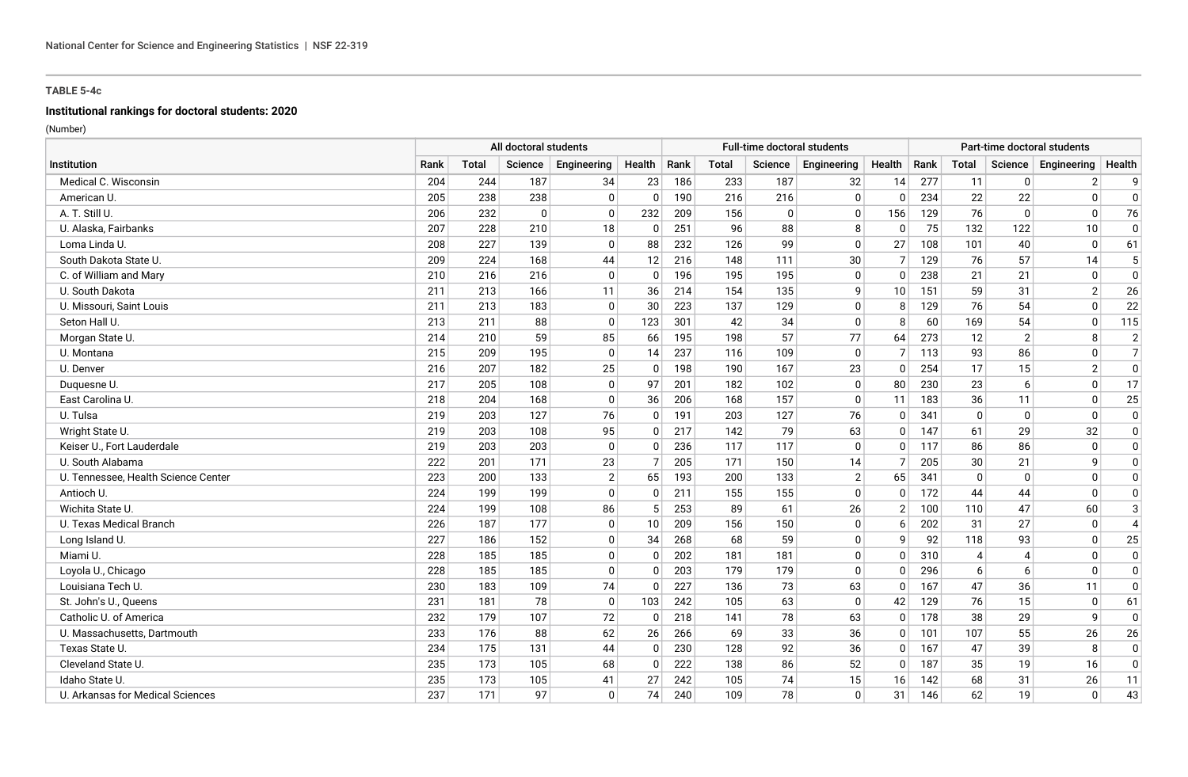**TABLE 5-4c**

**Institutional rankings for doctoral students: 2020**

(Number)

| Institution | All doctoral students | | | | | Full-time doctoral students | | | | | Part-time doctoral students | | | | |
|---|---|---|---|---|---|---|---|---|---|---|---|---|---|---|---|
| | Rank | Total | Science | Engineering | Health | Rank | Total | Science | Engineering | Health | Rank | Total | Science | Engineering | Health |
| Medical C. Wisconsin | 204 | 244 | 187 | 34 | 23 | 186 | 233 | 187 | 32 | 14 | 277 | 11 | 0 | 2 | 9 |
| American U. | 205 | 238 | 238 | 0 | 0 | 190 | 216 | 216 | 0 | 0 | 234 | 22 | 22 | 0 | 0 |
| A. T. Still U. | 206 | 232 | 0 | 0 | 232 | 209 | 156 | 0 | 0 | 156 | 129 | 76 | 0 | 0 | 76 |
| U. Alaska, Fairbanks | 207 | 228 | 210 | 18 | 0 | 251 | 96 | 88 | 8 | 0 | 75 | 132 | 122 | 10 | 0 |
| Loma Linda U. | 208 | 227 | 139 | 0 | 88 | 232 | 126 | 99 | 0 | 27 | 108 | 101 | 40 | 0 | 61 |
| South Dakota State U. | 209 | 224 | 168 | 44 | 12 | 216 | 148 | 111 | 30 | 7 | 129 | 76 | 57 | 14 | 5 |
| C. of William and Mary | 210 | 216 | 216 | 0 | 0 | 196 | 195 | 195 | 0 | 0 | 238 | 21 | 21 | 0 | 0 |
| U. South Dakota | 211 | 213 | 166 | 11 | 36 | 214 | 154 | 135 | 9 | 10 | 151 | 59 | 31 | 2 | 26 |
| U. Missouri, Saint Louis | 211 | 213 | 183 | 0 | 30 | 223 | 137 | 129 | 0 | 8 | 129 | 76 | 54 | 0 | 22 |
| Seton Hall U. | 213 | 211 | 88 | 0 | 123 | 301 | 42 | 34 | 0 | 8 | 60 | 169 | 54 | 0 | 115 |
| Morgan State U. | 214 | 210 | 59 | 85 | 66 | 195 | 198 | 57 | 77 | 64 | 273 | 12 | 2 | 8 | 2 |
| U. Montana | 215 | 209 | 195 | 0 | 14 | 237 | 116 | 109 | 0 | 7 | 113 | 93 | 86 | 0 | 7 |
| U. Denver | 216 | 207 | 182 | 25 | 0 | 198 | 190 | 167 | 23 | 0 | 254 | 17 | 15 | 2 | 0 |
| Duquesne U. | 217 | 205 | 108 | 0 | 97 | 201 | 182 | 102 | 0 | 80 | 230 | 23 | 6 | 0 | 17 |
| East Carolina U. | 218 | 204 | 168 | 0 | 36 | 206 | 168 | 157 | 0 | 11 | 183 | 36 | 11 | 0 | 25 |
| U. Tulsa | 219 | 203 | 127 | 76 | 0 | 191 | 203 | 127 | 76 | 0 | 341 | 0 | 0 | 0 | 0 |
| Wright State U. | 219 | 203 | 108 | 95 | 0 | 217 | 142 | 79 | 63 | 0 | 147 | 61 | 29 | 32 | 0 |
| Keiser U., Fort Lauderdale | 219 | 203 | 203 | 0 | 0 | 236 | 117 | 117 | 0 | 0 | 117 | 86 | 86 | 0 | 0 |
| U. South Alabama | 222 | 201 | 171 | 23 | 7 | 205 | 171 | 150 | 14 | 7 | 205 | 30 | 21 | 9 | 0 |
| U. Tennessee, Health Science Center | 223 | 200 | 133 | 2 | 65 | 193 | 200 | 133 | 2 | 65 | 341 | 0 | 0 | 0 | 0 |
| Antioch U. | 224 | 199 | 199 | 0 | 0 | 211 | 155 | 155 | 0 | 0 | 172 | 44 | 44 | 0 | 0 |
| Wichita State U. | 224 | 199 | 108 | 86 | 5 | 253 | 89 | 61 | 26 | 2 | 100 | 110 | 47 | 60 | 3 |
| U. Texas Medical Branch | 226 | 187 | 177 | 0 | 10 | 209 | 156 | 150 | 0 | 6 | 202 | 31 | 27 | 0 | 4 |
| Long Island U. | 227 | 186 | 152 | 0 | 34 | 268 | 68 | 59 | 0 | 9 | 92 | 118 | 93 | 0 | 25 |
| Miami U. | 228 | 185 | 185 | 0 | 0 | 202 | 181 | 181 | 0 | 0 | 310 | 4 | 4 | 0 | 0 |
| Loyola U., Chicago | 228 | 185 | 185 | 0 | 0 | 203 | 179 | 179 | 0 | 0 | 296 | 6 | 6 | 0 | 0 |
| Louisiana Tech U. | 230 | 183 | 109 | 74 | 0 | 227 | 136 | 73 | 63 | 0 | 167 | 47 | 36 | 11 | 0 |
| St. John's U., Queens | 231 | 181 | 78 | 0 | 103 | 242 | 105 | 63 | 0 | 42 | 129 | 76 | 15 | 0 | 61 |
| Catholic U. of America | 232 | 179 | 107 | 72 | 0 | 218 | 141 | 78 | 63 | 0 | 178 | 38 | 29 | 9 | 0 |
| U. Massachusetts, Dartmouth | 233 | 176 | 88 | 62 | 26 | 266 | 69 | 33 | 36 | 0 | 101 | 107 | 55 | 26 | 26 |
| Texas State U. | 234 | 175 | 131 | 44 | 0 | 230 | 128 | 92 | 36 | 0 | 167 | 47 | 39 | 8 | 0 |
| Cleveland State U. | 235 | 173 | 105 | 68 | 0 | 222 | 138 | 86 | 52 | 0 | 187 | 35 | 19 | 16 | 0 |
| Idaho State U. | 235 | 173 | 105 | 41 | 27 | 242 | 105 | 74 | 15 | 16 | 142 | 68 | 31 | 26 | 11 |
| U. Arkansas for Medical Sciences | 237 | 171 | 97 | 0 | 74 | 240 | 109 | 78 | 0 | 31 | 146 | 62 | 19 | 0 | 43 |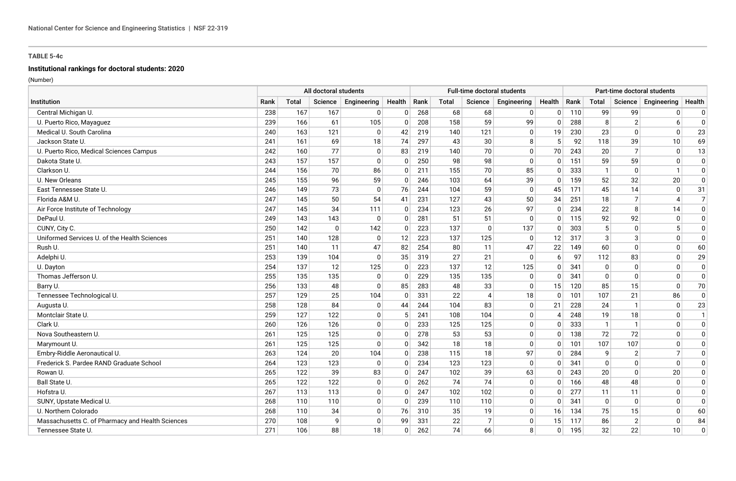**TABLE 5-4c**

**Institutional rankings for doctoral students: 2020**

(Number)

| Institution | All doctoral students | | | | | Full-time doctoral students | | | | | Part-time doctoral students | | | | |
|---|---|---|---|---|---|---|---|---|---|---|---|---|---|---|---|
| | Rank | Total | Science | Engineering | Health | Rank | Total | Science | Engineering | Health | Rank | Total | Science | Engineering | Health |
| Central Michigan U. | 238 | 167 | 167 | 0 | 0 | 268 | 68 | 68 | 0 | 0 | 110 | 99 | 99 | 0 | 0 |
| U. Puerto Rico, Mayaguez | 239 | 166 | 61 | 105 | 0 | 208 | 158 | 59 | 99 | 0 | 288 | 8 | 2 | 6 | 0 |
| Medical U. South Carolina | 240 | 163 | 121 | 0 | 42 | 219 | 140 | 121 | 0 | 19 | 230 | 23 | 0 | 0 | 23 |
| Jackson State U. | 241 | 161 | 69 | 18 | 74 | 297 | 43 | 30 | 8 | 5 | 92 | 118 | 39 | 10 | 69 |
| U. Puerto Rico, Medical Sciences Campus | 242 | 160 | 77 | 0 | 83 | 219 | 140 | 70 | 0 | 70 | 243 | 20 | 7 | 0 | 13 |
| Dakota State U. | 243 | 157 | 157 | 0 | 0 | 250 | 98 | 98 | 0 | 0 | 151 | 59 | 59 | 0 | 0 |
| Clarkson U. | 244 | 156 | 70 | 86 | 0 | 211 | 155 | 70 | 85 | 0 | 333 | 1 | 0 | 1 | 0 |
| U. New Orleans | 245 | 155 | 96 | 59 | 0 | 246 | 103 | 64 | 39 | 0 | 159 | 52 | 32 | 20 | 0 |
| East Tennessee State U. | 246 | 149 | 73 | 0 | 76 | 244 | 104 | 59 | 0 | 45 | 171 | 45 | 14 | 0 | 31 |
| Florida A&M U. | 247 | 145 | 50 | 54 | 41 | 231 | 127 | 43 | 50 | 34 | 251 | 18 | 7 | 4 | 7 |
| Air Force Institute of Technology | 247 | 145 | 34 | 111 | 0 | 234 | 123 | 26 | 97 | 0 | 234 | 22 | 8 | 14 | 0 |
| DePaul U. | 249 | 143 | 143 | 0 | 0 | 281 | 51 | 51 | 0 | 0 | 115 | 92 | 92 | 0 | 0 |
| CUNY, City C. | 250 | 142 | 0 | 142 | 0 | 223 | 137 | 0 | 137 | 0 | 303 | 5 | 0 | 5 | 0 |
| Uniformed Services U. of the Health Sciences | 251 | 140 | 128 | 0 | 12 | 223 | 137 | 125 | 0 | 12 | 317 | 3 | 3 | 0 | 0 |
| Rush U. | 251 | 140 | 11 | 47 | 82 | 254 | 80 | 11 | 47 | 22 | 149 | 60 | 0 | 0 | 60 |
| Adelphi U. | 253 | 139 | 104 | 0 | 35 | 319 | 27 | 21 | 0 | 6 | 97 | 112 | 83 | 0 | 29 |
| U. Dayton | 254 | 137 | 12 | 125 | 0 | 223 | 137 | 12 | 125 | 0 | 341 | 0 | 0 | 0 | 0 |
| Thomas Jefferson U. | 255 | 135 | 135 | 0 | 0 | 229 | 135 | 135 | 0 | 0 | 341 | 0 | 0 | 0 | 0 |
| Barry U. | 256 | 133 | 48 | 0 | 85 | 283 | 48 | 33 | 0 | 15 | 120 | 85 | 15 | 0 | 70 |
| Tennessee Technological U. | 257 | 129 | 25 | 104 | 0 | 331 | 22 | 4 | 18 | 0 | 101 | 107 | 21 | 86 | 0 |
| Augusta U. | 258 | 128 | 84 | 0 | 44 | 244 | 104 | 83 | 0 | 21 | 228 | 24 | 1 | 0 | 23 |
| Montclair State U. | 259 | 127 | 122 | 0 | 5 | 241 | 108 | 104 | 0 | 4 | 248 | 19 | 18 | 0 | 1 |
| Clark U. | 260 | 126 | 126 | 0 | 0 | 233 | 125 | 125 | 0 | 0 | 333 | 1 | 1 | 0 | 0 |
| Nova Southeastern U. | 261 | 125 | 125 | 0 | 0 | 278 | 53 | 53 | 0 | 0 | 138 | 72 | 72 | 0 | 0 |
| Marymount U. | 261 | 125 | 125 | 0 | 0 | 342 | 18 | 18 | 0 | 0 | 101 | 107 | 107 | 0 | 0 |
| Embry-Riddle Aeronautical U. | 263 | 124 | 20 | 104 | 0 | 238 | 115 | 18 | 97 | 0 | 284 | 9 | 2 | 7 | 0 |
| Frederick S. Pardee RAND Graduate School | 264 | 123 | 123 | 0 | 0 | 234 | 123 | 123 | 0 | 0 | 341 | 0 | 0 | 0 | 0 |
| Rowan U. | 265 | 122 | 39 | 83 | 0 | 247 | 102 | 39 | 63 | 0 | 243 | 20 | 0 | 20 | 0 |
| Ball State U. | 265 | 122 | 122 | 0 | 0 | 262 | 74 | 74 | 0 | 0 | 166 | 48 | 48 | 0 | 0 |
| Hofstra U. | 267 | 113 | 113 | 0 | 0 | 247 | 102 | 102 | 0 | 0 | 277 | 11 | 11 | 0 | 0 |
| SUNY, Upstate Medical U. | 268 | 110 | 110 | 0 | 0 | 239 | 110 | 110 | 0 | 0 | 341 | 0 | 0 | 0 | 0 |
| U. Northern Colorado | 268 | 110 | 34 | 0 | 76 | 310 | 35 | 19 | 0 | 16 | 134 | 75 | 15 | 0 | 60 |
| Massachusetts C. of Pharmacy and Health Sciences | 270 | 108 | 9 | 0 | 99 | 331 | 22 | 7 | 0 | 15 | 117 | 86 | 2 | 0 | 84 |
| Tennessee State U. | 271 | 106 | 88 | 18 | 0 | 262 | 74 | 66 | 8 | 0 | 195 | 32 | 22 | 10 | 0 |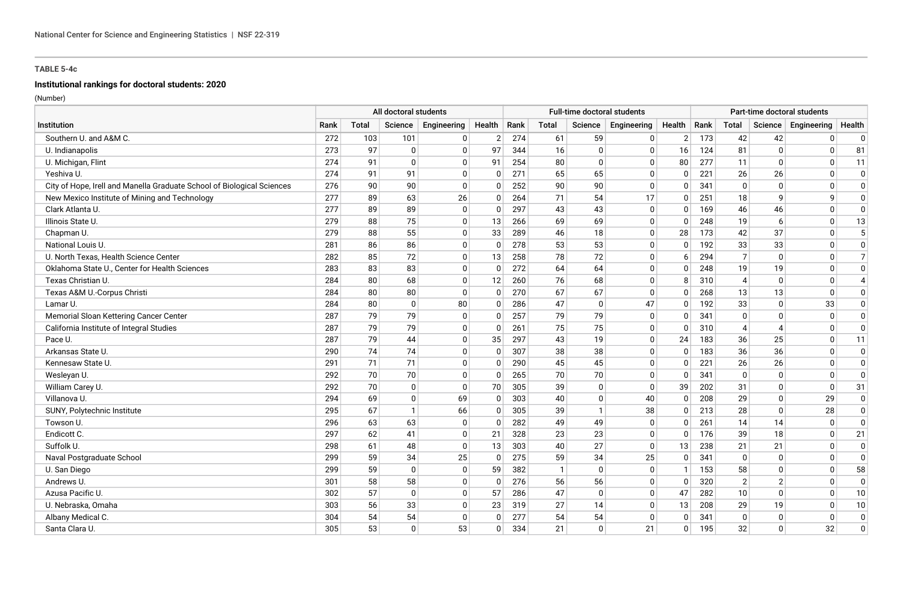**TABLE 5-4c**

**Institutional rankings for doctoral students: 2020**

(Number)

| Institution | All doctoral students | | | | | Full-time doctoral students | | | | | Part-time doctoral students | | | | |
|---|---|---|---|---|---|---|---|---|---|---|---|---|---|---|---|
| | Rank | Total | Science | Engineering | Health | Rank | Total | Science | Engineering | Health | Rank | Total | Science | Engineering | Health |
| Southern U. and A&M C. | 272 | 103 | 101 | 0 | 2 | 274 | 61 | 59 | 0 | 2 | 173 | 42 | 42 | 0 | 0 |
| U. Indianapolis | 273 | 97 | 0 | 0 | 97 | 344 | 16 | 0 | 0 | 16 | 124 | 81 | 0 | 0 | 81 |
| U. Michigan, Flint | 274 | 91 | 0 | 0 | 91 | 254 | 80 | 0 | 0 | 80 | 277 | 11 | 0 | 0 | 11 |
| Yeshiva U. | 274 | 91 | 91 | 0 | 0 | 271 | 65 | 65 | 0 | 0 | 221 | 26 | 26 | 0 | 0 |
| City of Hope, Irell and Manella Graduate School of Biological Sciences | 276 | 90 | 90 | 0 | 0 | 252 | 90 | 90 | 0 | 0 | 341 | 0 | 0 | 0 | 0 |
| New Mexico Institute of Mining and Technology | 277 | 89 | 63 | 26 | 0 | 264 | 71 | 54 | 17 | 0 | 251 | 18 | 9 | 9 | 0 |
| Clark Atlanta U. | 277 | 89 | 89 | 0 | 0 | 297 | 43 | 43 | 0 | 0 | 169 | 46 | 46 | 0 | 0 |
| Illinois State U. | 279 | 88 | 75 | 0 | 13 | 266 | 69 | 69 | 0 | 0 | 248 | 19 | 6 | 0 | 13 |
| Chapman U. | 279 | 88 | 55 | 0 | 33 | 289 | 46 | 18 | 0 | 28 | 173 | 42 | 37 | 0 | 5 |
| National Louis U. | 281 | 86 | 86 | 0 | 0 | 278 | 53 | 53 | 0 | 0 | 192 | 33 | 33 | 0 | 0 |
| U. North Texas, Health Science Center | 282 | 85 | 72 | 0 | 13 | 258 | 78 | 72 | 0 | 6 | 294 | 7 | 0 | 0 | 7 |
| Oklahoma State U., Center for Health Sciences | 283 | 83 | 83 | 0 | 0 | 272 | 64 | 64 | 0 | 0 | 248 | 19 | 19 | 0 | 0 |
| Texas Christian U. | 284 | 80 | 68 | 0 | 12 | 260 | 76 | 68 | 0 | 8 | 310 | 4 | 0 | 0 | 4 |
| Texas A&M U.-Corpus Christi | 284 | 80 | 80 | 0 | 0 | 270 | 67 | 67 | 0 | 0 | 268 | 13 | 13 | 0 | 0 |
| Lamar U. | 284 | 80 | 0 | 80 | 0 | 286 | 47 | 0 | 47 | 0 | 192 | 33 | 0 | 33 | 0 |
| Memorial Sloan Kettering Cancer Center | 287 | 79 | 79 | 0 | 0 | 257 | 79 | 79 | 0 | 0 | 341 | 0 | 0 | 0 | 0 |
| California Institute of Integral Studies | 287 | 79 | 79 | 0 | 0 | 261 | 75 | 75 | 0 | 0 | 310 | 4 | 4 | 0 | 0 |
| Pace U. | 287 | 79 | 44 | 0 | 35 | 297 | 43 | 19 | 0 | 24 | 183 | 36 | 25 | 0 | 11 |
| Arkansas State U. | 290 | 74 | 74 | 0 | 0 | 307 | 38 | 38 | 0 | 0 | 183 | 36 | 36 | 0 | 0 |
| Kennesaw State U. | 291 | 71 | 71 | 0 | 0 | 290 | 45 | 45 | 0 | 0 | 221 | 26 | 26 | 0 | 0 |
| Wesleyan U. | 292 | 70 | 70 | 0 | 0 | 265 | 70 | 70 | 0 | 0 | 341 | 0 | 0 | 0 | 0 |
| William Carey U. | 292 | 70 | 0 | 0 | 70 | 305 | 39 | 0 | 0 | 39 | 202 | 31 | 0 | 0 | 31 |
| Villanova U. | 294 | 69 | 0 | 69 | 0 | 303 | 40 | 0 | 40 | 0 | 208 | 29 | 0 | 29 | 0 |
| SUNY, Polytechnic Institute | 295 | 67 | 1 | 66 | 0 | 305 | 39 | 1 | 38 | 0 | 213 | 28 | 0 | 28 | 0 |
| Towson U. | 296 | 63 | 63 | 0 | 0 | 282 | 49 | 49 | 0 | 0 | 261 | 14 | 14 | 0 | 0 |
| Endicott C. | 297 | 62 | 41 | 0 | 21 | 328 | 23 | 23 | 0 | 0 | 176 | 39 | 18 | 0 | 21 |
| Suffolk U. | 298 | 61 | 48 | 0 | 13 | 303 | 40 | 27 | 0 | 13 | 238 | 21 | 21 | 0 | 0 |
| Naval Postgraduate School | 299 | 59 | 34 | 25 | 0 | 275 | 59 | 34 | 25 | 0 | 341 | 0 | 0 | 0 | 0 |
| U. San Diego | 299 | 59 | 0 | 0 | 59 | 382 | 1 | 0 | 0 | 1 | 153 | 58 | 0 | 0 | 58 |
| Andrews U. | 301 | 58 | 58 | 0 | 0 | 276 | 56 | 56 | 0 | 0 | 320 | 2 | 2 | 0 | 0 |
| Azusa Pacific U. | 302 | 57 | 0 | 0 | 57 | 286 | 47 | 0 | 0 | 47 | 282 | 10 | 0 | 0 | 10 |
| U. Nebraska, Omaha | 303 | 56 | 33 | 0 | 23 | 319 | 27 | 14 | 0 | 13 | 208 | 29 | 19 | 0 | 10 |
| Albany Medical C. | 304 | 54 | 54 | 0 | 0 | 277 | 54 | 54 | 0 | 0 | 341 | 0 | 0 | 0 | 0 |
| Santa Clara U. | 305 | 53 | 0 | 53 | 0 | 334 | 21 | 0 | 21 | 0 | 195 | 32 | 0 | 32 | 0 |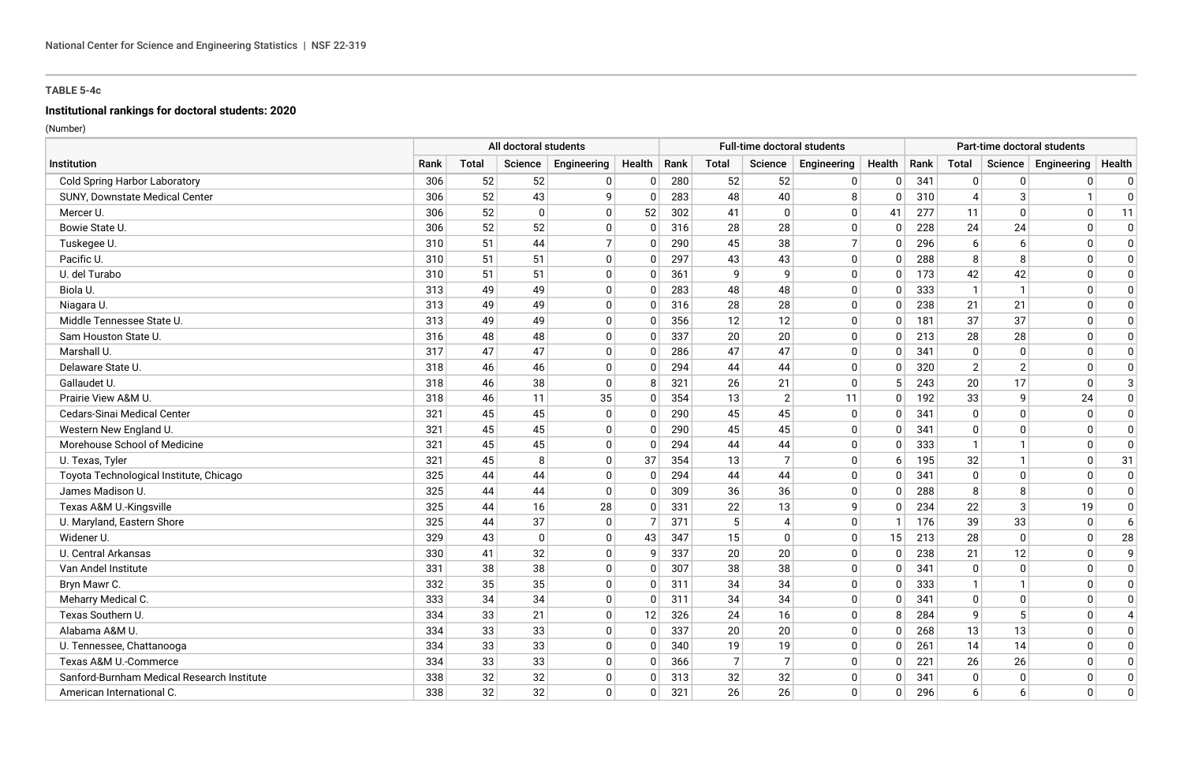**TABLE 5-4c**

**Institutional rankings for doctoral students: 2020**

(Number)

| Institution | All doctoral students | | | | | Full-time doctoral students | | | | | Part-time doctoral students | | | | |
|---|---|---|---|---|---|---|---|---|---|---|---|---|---|---|---|
| | Rank | Total | Science | Engineering | Health | Rank | Total | Science | Engineering | Health | Rank | Total | Science | Engineering | Health |
| Cold Spring Harbor Laboratory | 306 | 52 | 52 | 0 | 0 | 280 | 52 | 52 | 0 | 0 | 341 | 0 | 0 | 0 | 0 |
| SUNY, Downstate Medical Center | 306 | 52 | 43 | 9 | 0 | 283 | 48 | 40 | 8 | 0 | 310 | 4 | 3 | 1 | 0 |
| Mercer U. | 306 | 52 | 0 | 0 | 52 | 302 | 41 | 0 | 0 | 41 | 277 | 11 | 0 | 0 | 11 |
| Bowie State U. | 306 | 52 | 52 | 0 | 0 | 316 | 28 | 28 | 0 | 0 | 228 | 24 | 24 | 0 | 0 |
| Tuskegee U. | 310 | 51 | 44 | 7 | 0 | 290 | 45 | 38 | 7 | 0 | 296 | 6 | 6 | 0 | 0 |
| Pacific U. | 310 | 51 | 51 | 0 | 0 | 297 | 43 | 43 | 0 | 0 | 288 | 8 | 8 | 0 | 0 |
| U. del Turabo | 310 | 51 | 51 | 0 | 0 | 361 | 9 | 9 | 0 | 0 | 173 | 42 | 42 | 0 | 0 |
| Biola U. | 313 | 49 | 49 | 0 | 0 | 283 | 48 | 48 | 0 | 0 | 333 | 1 | 1 | 0 | 0 |
| Niagara U. | 313 | 49 | 49 | 0 | 0 | 316 | 28 | 28 | 0 | 0 | 238 | 21 | 21 | 0 | 0 |
| Middle Tennessee State U. | 313 | 49 | 49 | 0 | 0 | 356 | 12 | 12 | 0 | 0 | 181 | 37 | 37 | 0 | 0 |
| Sam Houston State U. | 316 | 48 | 48 | 0 | 0 | 337 | 20 | 20 | 0 | 0 | 213 | 28 | 28 | 0 | 0 |
| Marshall U. | 317 | 47 | 47 | 0 | 0 | 286 | 47 | 47 | 0 | 0 | 341 | 0 | 0 | 0 | 0 |
| Delaware State U. | 318 | 46 | 46 | 0 | 0 | 294 | 44 | 44 | 0 | 0 | 320 | 2 | 2 | 0 | 0 |
| Gallaudet U. | 318 | 46 | 38 | 0 | 8 | 321 | 26 | 21 | 0 | 5 | 243 | 20 | 17 | 0 | 3 |
| Prairie View A&M U. | 318 | 46 | 11 | 35 | 0 | 354 | 13 | 2 | 11 | 0 | 192 | 33 | 9 | 24 | 0 |
| Cedars-Sinai Medical Center | 321 | 45 | 45 | 0 | 0 | 290 | 45 | 45 | 0 | 0 | 341 | 0 | 0 | 0 | 0 |
| Western New England U. | 321 | 45 | 45 | 0 | 0 | 290 | 45 | 45 | 0 | 0 | 341 | 0 | 0 | 0 | 0 |
| Morehouse School of Medicine | 321 | 45 | 45 | 0 | 0 | 294 | 44 | 44 | 0 | 0 | 333 | 1 | 1 | 0 | 0 |
| U. Texas, Tyler | 321 | 45 | 8 | 0 | 37 | 354 | 13 | 7 | 0 | 6 | 195 | 32 | 1 | 0 | 31 |
| Toyota Technological Institute, Chicago | 325 | 44 | 44 | 0 | 0 | 294 | 44 | 44 | 0 | 0 | 341 | 0 | 0 | 0 | 0 |
| James Madison U. | 325 | 44 | 44 | 0 | 0 | 309 | 36 | 36 | 0 | 0 | 288 | 8 | 8 | 0 | 0 |
| Texas A&M U.-Kingsville | 325 | 44 | 16 | 28 | 0 | 331 | 22 | 13 | 9 | 0 | 234 | 22 | 3 | 19 | 0 |
| U. Maryland, Eastern Shore | 325 | 44 | 37 | 0 | 7 | 371 | 5 | 4 | 0 | 1 | 176 | 39 | 33 | 0 | 6 |
| Widener U. | 329 | 43 | 0 | 0 | 43 | 347 | 15 | 0 | 0 | 15 | 213 | 28 | 0 | 0 | 28 |
| U. Central Arkansas | 330 | 41 | 32 | 0 | 9 | 337 | 20 | 20 | 0 | 0 | 238 | 21 | 12 | 0 | 9 |
| Van Andel Institute | 331 | 38 | 38 | 0 | 0 | 307 | 38 | 38 | 0 | 0 | 341 | 0 | 0 | 0 | 0 |
| Bryn Mawr C. | 332 | 35 | 35 | 0 | 0 | 311 | 34 | 34 | 0 | 0 | 333 | 1 | 1 | 0 | 0 |
| Meharry Medical C. | 333 | 34 | 34 | 0 | 0 | 311 | 34 | 34 | 0 | 0 | 341 | 0 | 0 | 0 | 0 |
| Texas Southern U. | 334 | 33 | 21 | 0 | 12 | 326 | 24 | 16 | 0 | 8 | 284 | 9 | 5 | 0 | 4 |
| Alabama A&M U. | 334 | 33 | 33 | 0 | 0 | 337 | 20 | 20 | 0 | 0 | 268 | 13 | 13 | 0 | 0 |
| U. Tennessee, Chattanooga | 334 | 33 | 33 | 0 | 0 | 340 | 19 | 19 | 0 | 0 | 261 | 14 | 14 | 0 | 0 |
| Texas A&M U.-Commerce | 334 | 33 | 33 | 0 | 0 | 366 | 7 | 7 | 0 | 0 | 221 | 26 | 26 | 0 | 0 |
| Sanford-Burnham Medical Research Institute | 338 | 32 | 32 | 0 | 0 | 313 | 32 | 32 | 0 | 0 | 341 | 0 | 0 | 0 | 0 |
| American International C. | 338 | 32 | 32 | 0 | 0 | 321 | 26 | 26 | 0 | 0 | 296 | 6 | 6 | 0 | 0 |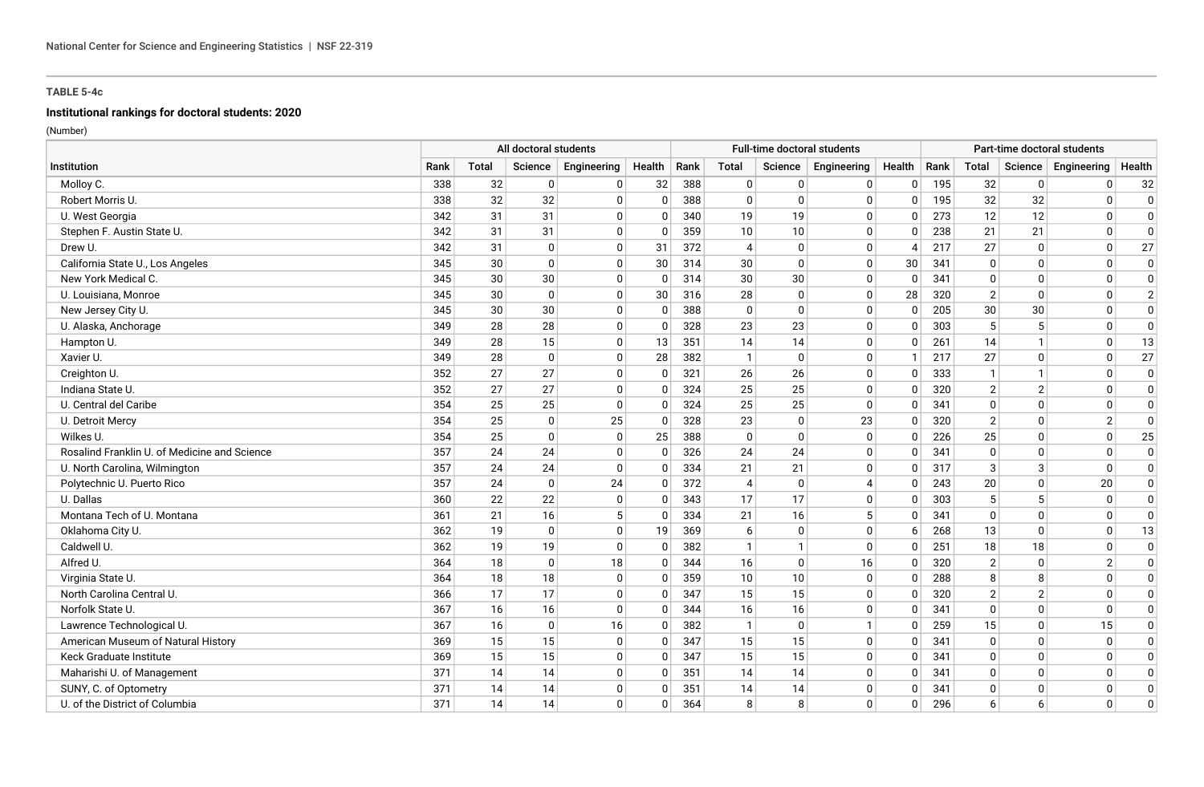**TABLE 5-4c**

**Institutional rankings for doctoral students: 2020**

(Number)

| Institution | All doctoral students | | | | | Full-time doctoral students | | | | | Part-time doctoral students | | | | |
|---|---|---|---|---|---|---|---|---|---|---|---|---|---|---|---|
| | Rank | Total | Science | Engineering | Health | Rank | Total | Science | Engineering | Health | Rank | Total | Science | Engineering | Health |
| Molloy C. | 338 | 32 | 0 | 0 | 32 | 388 | 0 | 0 | 0 | 0 | 195 | 32 | 0 | 0 | 32 |
| Robert Morris U. | 338 | 32 | 32 | 0 | 0 | 388 | 0 | 0 | 0 | 0 | 195 | 32 | 32 | 0 | 0 |
| U. West Georgia | 342 | 31 | 31 | 0 | 0 | 340 | 19 | 19 | 0 | 0 | 273 | 12 | 12 | 0 | 0 |
| Stephen F. Austin State U. | 342 | 31 | 31 | 0 | 0 | 359 | 10 | 10 | 0 | 0 | 238 | 21 | 21 | 0 | 0 |
| Drew U. | 342 | 31 | 0 | 0 | 31 | 372 | 4 | 0 | 0 | 4 | 217 | 27 | 0 | 0 | 27 |
| California State U., Los Angeles | 345 | 30 | 0 | 0 | 30 | 314 | 30 | 0 | 0 | 30 | 341 | 0 | 0 | 0 | 0 |
| New York Medical C. | 345 | 30 | 30 | 0 | 0 | 314 | 30 | 30 | 0 | 0 | 341 | 0 | 0 | 0 | 0 |
| U. Louisiana, Monroe | 345 | 30 | 0 | 0 | 30 | 316 | 28 | 0 | 0 | 28 | 320 | 2 | 0 | 0 | 2 |
| New Jersey City U. | 345 | 30 | 30 | 0 | 0 | 388 | 0 | 0 | 0 | 0 | 205 | 30 | 30 | 0 | 0 |
| U. Alaska, Anchorage | 349 | 28 | 28 | 0 | 0 | 328 | 23 | 23 | 0 | 0 | 303 | 5 | 5 | 0 | 0 |
| Hampton U. | 349 | 28 | 15 | 0 | 13 | 351 | 14 | 14 | 0 | 0 | 261 | 14 | 1 | 0 | 13 |
| Xavier U. | 349 | 28 | 0 | 0 | 28 | 382 | 1 | 0 | 0 | 1 | 217 | 27 | 0 | 0 | 27 |
| Creighton U. | 352 | 27 | 27 | 0 | 0 | 321 | 26 | 26 | 0 | 0 | 333 | 1 | 1 | 0 | 0 |
| Indiana State U. | 352 | 27 | 27 | 0 | 0 | 324 | 25 | 25 | 0 | 0 | 320 | 2 | 2 | 0 | 0 |
| U. Central del Caribe | 354 | 25 | 25 | 0 | 0 | 324 | 25 | 25 | 0 | 0 | 341 | 0 | 0 | 0 | 0 |
| U. Detroit Mercy | 354 | 25 | 0 | 25 | 0 | 328 | 23 | 0 | 23 | 0 | 320 | 2 | 0 | 2 | 0 |
| Wilkes U. | 354 | 25 | 0 | 0 | 25 | 388 | 0 | 0 | 0 | 0 | 226 | 25 | 0 | 0 | 25 |
| Rosalind Franklin U. of Medicine and Science | 357 | 24 | 24 | 0 | 0 | 326 | 24 | 24 | 0 | 0 | 341 | 0 | 0 | 0 | 0 |
| U. North Carolina, Wilmington | 357 | 24 | 24 | 0 | 0 | 334 | 21 | 21 | 0 | 0 | 317 | 3 | 3 | 0 | 0 |
| Polytechnic U. Puerto Rico | 357 | 24 | 0 | 24 | 0 | 372 | 4 | 0 | 4 | 0 | 243 | 20 | 0 | 20 | 0 |
| U. Dallas | 360 | 22 | 22 | 0 | 0 | 343 | 17 | 17 | 0 | 0 | 303 | 5 | 5 | 0 | 0 |
| Montana Tech of U. Montana | 361 | 21 | 16 | 5 | 0 | 334 | 21 | 16 | 5 | 0 | 341 | 0 | 0 | 0 | 0 |
| Oklahoma City U. | 362 | 19 | 0 | 0 | 19 | 369 | 6 | 0 | 0 | 6 | 268 | 13 | 0 | 0 | 13 |
| Caldwell U. | 362 | 19 | 19 | 0 | 0 | 382 | 1 | 1 | 0 | 0 | 251 | 18 | 18 | 0 | 0 |
| Alfred U. | 364 | 18 | 0 | 18 | 0 | 344 | 16 | 0 | 16 | 0 | 320 | 2 | 0 | 2 | 0 |
| Virginia State U. | 364 | 18 | 18 | 0 | 0 | 359 | 10 | 10 | 0 | 0 | 288 | 8 | 8 | 0 | 0 |
| North Carolina Central U. | 366 | 17 | 17 | 0 | 0 | 347 | 15 | 15 | 0 | 0 | 320 | 2 | 2 | 0 | 0 |
| Norfolk State U. | 367 | 16 | 16 | 0 | 0 | 344 | 16 | 16 | 0 | 0 | 341 | 0 | 0 | 0 | 0 |
| Lawrence Technological U. | 367 | 16 | 0 | 16 | 0 | 382 | 1 | 0 | 1 | 0 | 259 | 15 | 0 | 15 | 0 |
| American Museum of Natural History | 369 | 15 | 15 | 0 | 0 | 347 | 15 | 15 | 0 | 0 | 341 | 0 | 0 | 0 | 0 |
| Keck Graduate Institute | 369 | 15 | 15 | 0 | 0 | 347 | 15 | 15 | 0 | 0 | 341 | 0 | 0 | 0 | 0 |
| Maharishi U. of Management | 371 | 14 | 14 | 0 | 0 | 351 | 14 | 14 | 0 | 0 | 341 | 0 | 0 | 0 | 0 |
| SUNY, C. of Optometry | 371 | 14 | 14 | 0 | 0 | 351 | 14 | 14 | 0 | 0 | 341 | 0 | 0 | 0 | 0 |
| U. of the District of Columbia | 371 | 14 | 14 | 0 | 0 | 364 | 8 | 8 | 0 | 0 | 296 | 6 | 6 | 0 | 0 |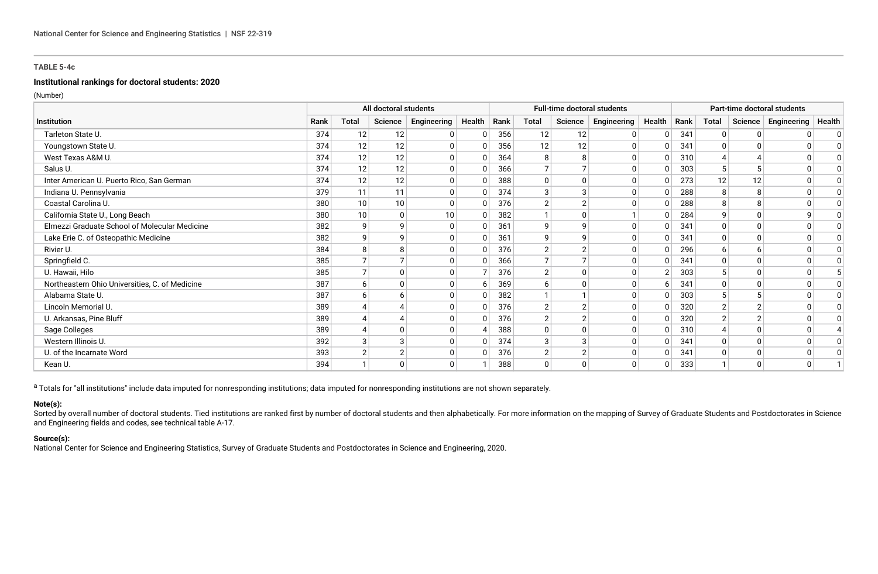**TABLE 5-4c**

**Institutional rankings for doctoral students: 2020**

(Number)

| | All doctoral students | | | | | Full-time doctoral students | | | | | Part-time doctoral students | | | | |
|---|---|---|---|---|---|---|---|---|---|---|---|---|---|---|---|
| Institution | Rank | Total | Science | Engineering | Health | Rank | Total | Science | Engineering | Health | Rank | Total | Science | Engineering | Health |
| Tarleton State U. | 374 | 12 | 12 | 0 | 0 | 356 | 12 | 12 | 0 | 0 | 341 | 0 | 0 | 0 | 0 |
| Youngstown State U. | 374 | 12 | 12 | 0 | 0 | 356 | 12 | 12 | 0 | 0 | 341 | 0 | 0 | 0 | 0 |
| West Texas A&M U. | 374 | 12 | 12 | 0 | 0 | 364 | 8 | 8 | 0 | 0 | 310 | 4 | 4 | 0 | 0 |
| Salus U. | 374 | 12 | 12 | 0 | 0 | 366 | 7 | 7 | 0 | 0 | 303 | 5 | 5 | 0 | 0 |
| Inter American U. Puerto Rico, San German | 374 | 12 | 12 | 0 | 0 | 388 | 0 | 0 | 0 | 0 | 273 | 12 | 12 | 0 | 0 |
| Indiana U. Pennsylvania | 379 | 11 | 11 | 0 | 0 | 374 | 3 | 3 | 0 | 0 | 288 | 8 | 8 | 0 | 0 |
| Coastal Carolina U. | 380 | 10 | 10 | 0 | 0 | 376 | 2 | 2 | 0 | 0 | 288 | 8 | 8 | 0 | 0 |
| California State U., Long Beach | 380 | 10 | 0 | 10 | 0 | 382 | 1 | 0 | 1 | 0 | 284 | 9 | 0 | 9 | 0 |
| Elmezzi Graduate School of Molecular Medicine | 382 | 9 | 9 | 0 | 0 | 361 | 9 | 9 | 0 | 0 | 341 | 0 | 0 | 0 | 0 |
| Lake Erie C. of Osteopathic Medicine | 382 | 9 | 9 | 0 | 0 | 361 | 9 | 9 | 0 | 0 | 341 | 0 | 0 | 0 | 0 |
| Rivier U. | 384 | 8 | 8 | 0 | 0 | 376 | 2 | 2 | 0 | 0 | 296 | 6 | 6 | 0 | 0 |
| Springfield C. | 385 | 7 | 7 | 0 | 0 | 366 | 7 | 7 | 0 | 0 | 341 | 0 | 0 | 0 | 0 |
| U. Hawaii, Hilo | 385 | 7 | 0 | 0 | 7 | 376 | 2 | 0 | 0 | 2 | 303 | 5 | 0 | 0 | 5 |
| Northeastern Ohio Universities, C. of Medicine | 387 | 6 | 0 | 0 | 6 | 369 | 6 | 0 | 0 | 6 | 341 | 0 | 0 | 0 | 0 |
| Alabama State U. | 387 | 6 | 6 | 0 | 0 | 382 | 1 | 1 | 0 | 0 | 303 | 5 | 5 | 0 | 0 |
| Lincoln Memorial U. | 389 | 4 | 4 | 0 | 0 | 376 | 2 | 2 | 0 | 0 | 320 | 2 | 2 | 0 | 0 |
| U. Arkansas, Pine Bluff | 389 | 4 | 4 | 0 | 0 | 376 | 2 | 2 | 0 | 0 | 320 | 2 | 2 | 0 | 0 |
| Sage Colleges | 389 | 4 | 0 | 0 | 4 | 388 | 0 | 0 | 0 | 0 | 310 | 4 | 0 | 0 | 4 |
| Western Illinois U. | 392 | 3 | 3 | 0 | 0 | 374 | 3 | 3 | 0 | 0 | 341 | 0 | 0 | 0 | 0 |
| U. of the Incarnate Word | 393 | 2 | 2 | 0 | 0 | 376 | 2 | 2 | 0 | 0 | 341 | 0 | 0 | 0 | 0 |
| Kean U. | 394 | 1 | 0 | 0 | 1 | 388 | 0 | 0 | 0 | 0 | 333 | 1 | 0 | 0 | 1 |

[a] Totals for "all institutions" include data imputed for nonresponding institutions; data imputed for nonresponding institutions are not shown separately.

**Note(s):**
Sorted by overall number of doctoral students. Tied institutions are ranked first by number of doctoral students and then alphabetically. For more information on the mapping of Survey of Graduate Students and Postdoctorates in Science and Engineering fields and codes, see technical table A-17.

**Source(s):**
National Center for Science and Engineering Statistics, Survey of Graduate Students and Postdoctorates in Science and Engineering, 2020.